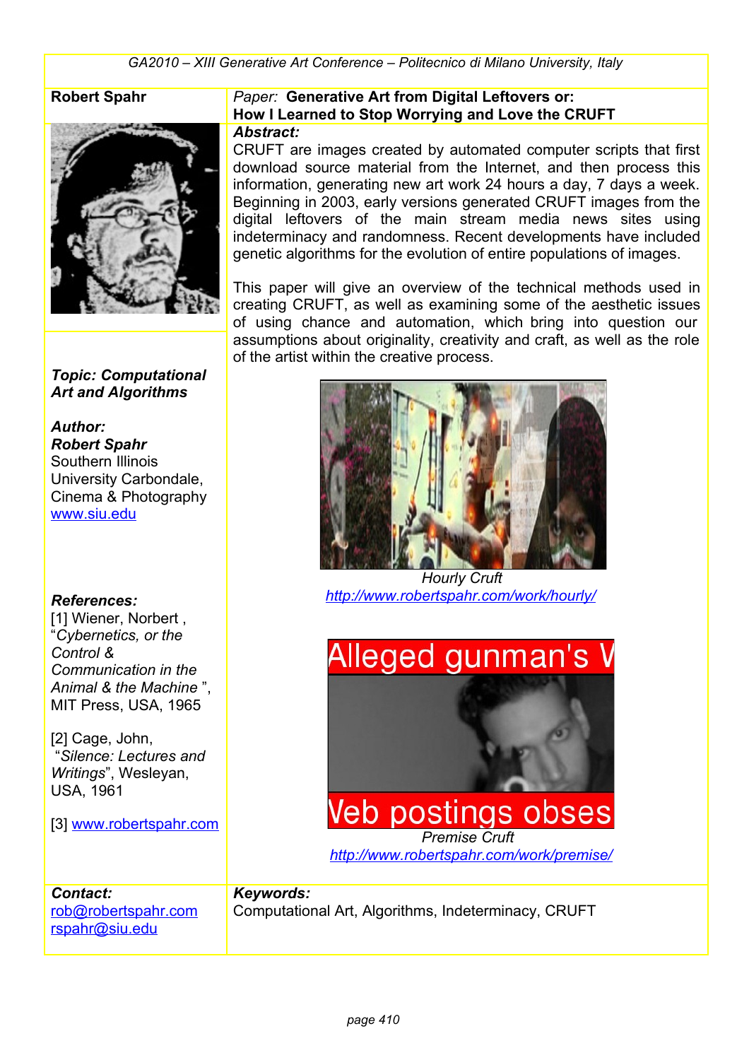GA2010 – XIII Generative Art Conference – Politecnico di Milano University, Italy

**Robert Spahr**

Paper: **Generative Art from Digital Leftovers or: How I Learned to Stop Worrying and Love the CRUFT**

***Abstract:***

CRUFT are images created by automated computer scripts that first download source material from the Internet, and then process this information, generating new art work 24 hours a day, 7 days a week. Beginning in 2003, early versions generated CRUFT images from the digital leftovers of the main stream media news sites using indeterminacy and randomness. Recent developments have included genetic algorithms for the evolution of entire populations of images.

This paper will give an overview of the technical methods used in creating CRUFT, as well as examining some of the aesthetic issues of using chance and automation, which bring into question our assumptions about originality, creativity and craft, as well as the role of the artist within the creative process.

*Hourly Cruft*
http://www.robertspahr.com/work/hourly/

*Premise Cruft*
http://www.robertspahr.com/work/premise/

***Topic: Computational Art and Algorithms***

***Author:***
***Robert Spahr***
Southern Illinois University Carbondale, Cinema & Photography
www.siu.edu

***References:***

[1] Wiener, Norbert , "*Cybernetics, or the Control & Communication in the Animal & the Machine* ", MIT Press, USA, 1965

[2] Cage, John, "*Silence: Lectures and Writings*", Wesleyan, USA, 1961

[3] www.robertspahr.com

***Contact:***
rob@robertspahr.com
rspahr@siu.edu

***Keywords:***
Computational Art, Algorithms, Indeterminacy, CRUFT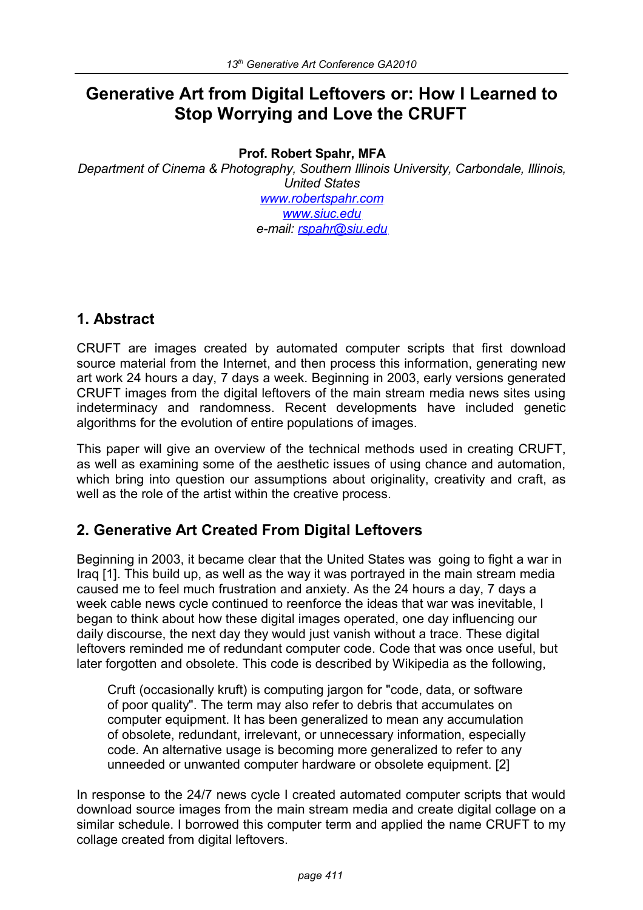# Generative Art from Digital Leftovers or: How I Learned to Stop Worrying and Love the CRUFT

**Prof. Robert Spahr, MFA**

*Department of Cinema & Photography, Southern Illinois University, Carbondale, Illinois, United States*
*www.robertspahr.com*
*www.siuc.edu*
*e-mail: rspahr@siu.edu*

## 1. Abstract

CRUFT are images created by automated computer scripts that first download source material from the Internet, and then process this information, generating new art work 24 hours a day, 7 days a week. Beginning in 2003, early versions generated CRUFT images from the digital leftovers of the main stream media news sites using indeterminacy and randomness. Recent developments have included genetic algorithms for the evolution of entire populations of images.

This paper will give an overview of the technical methods used in creating CRUFT, as well as examining some of the aesthetic issues of using chance and automation, which bring into question our assumptions about originality, creativity and craft, as well as the role of the artist within the creative process.

## 2. Generative Art Created From Digital Leftovers

Beginning in 2003, it became clear that the United States was going to fight a war in Iraq [1]. This build up, as well as the way it was portrayed in the main stream media caused me to feel much frustration and anxiety. As the 24 hours a day, 7 days a week cable news cycle continued to reenforce the ideas that war was inevitable, I began to think about how these digital images operated, one day influencing our daily discourse, the next day they would just vanish without a trace. These digital leftovers reminded me of redundant computer code. Code that was once useful, but later forgotten and obsolete. This code is described by Wikipedia as the following,

> Cruft (occasionally kruft) is computing jargon for "code, data, or software of poor quality". The term may also refer to debris that accumulates on computer equipment. It has been generalized to mean any accumulation of obsolete, redundant, irrelevant, or unnecessary information, especially code. An alternative usage is becoming more generalized to refer to any unneeded or unwanted computer hardware or obsolete equipment. [2]

In response to the 24/7 news cycle I created automated computer scripts that would download source images from the main stream media and create digital collage on a similar schedule. I borrowed this computer term and applied the name CRUFT to my collage created from digital leftovers.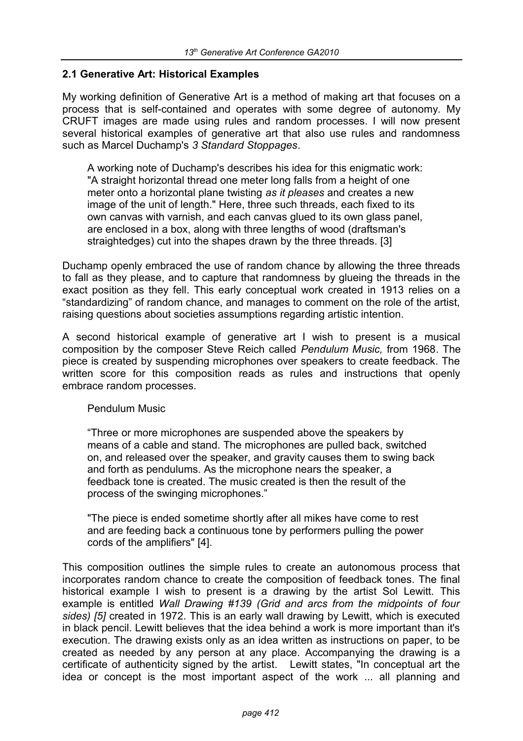## 2.1 Generative Art: Historical Examples

My working definition of Generative Art is a method of making art that focuses on a process that is self-contained and operates with some degree of autonomy. My CRUFT images are made using rules and random processes. I will now present several historical examples of generative art that also use rules and randomness such as Marcel Duchamp's *3 Standard Stoppages*.

> A working note of Duchamp's describes his idea for this enigmatic work: "A straight horizontal thread one meter long falls from a height of one meter onto a horizontal plane twisting *as it pleases* and creates a new image of the unit of length." Here, three such threads, each fixed to its own canvas with varnish, and each canvas glued to its own glass panel, are enclosed in a box, along with three lengths of wood (draftsman's straightedges) cut into the shapes drawn by the three threads. [3]

Duchamp openly embraced the use of random chance by allowing the three threads to fall as they please, and to capture that randomness by glueing the threads in the exact position as they fell. This early conceptual work created in 1913 relies on a "standardizing" of random chance, and manages to comment on the role of the artist, raising questions about societies assumptions regarding artistic intention.

A second historical example of generative art I wish to present is a musical composition by the composer Steve Reich called *Pendulum Music,* from 1968. The piece is created by suspending microphones over speakers to create feedback. The written score for this composition reads as rules and instructions that openly embrace random processes.

> Pendulum Music
>
> "Three or more microphones are suspended above the speakers by means of a cable and stand. The microphones are pulled back, switched on, and released over the speaker, and gravity causes them to swing back and forth as pendulums. As the microphone nears the speaker, a feedback tone is created. The music created is then the result of the process of the swinging microphones."
>
> "The piece is ended sometime shortly after all mikes have come to rest and are feeding back a continuous tone by performers pulling the power cords of the amplifiers" [4].

This composition outlines the simple rules to create an autonomous process that incorporates random chance to create the composition of feedback tones. The final historical example I wish to present is a drawing by the artist Sol Lewitt. This example is entitled *Wall Drawing #139 (Grid and arcs from the midpoints of four sides) [5]* created in 1972. This is an early wall drawing by Lewitt, which is executed in black pencil. Lewitt believes that the idea behind a work is more important than it's execution. The drawing exists only as an idea written as instructions on paper, to be created as needed by any person at any place. Accompanying the drawing is a certificate of authenticity signed by the artist. Lewitt states, "In conceptual art the idea or concept is the most important aspect of the work ... all planning and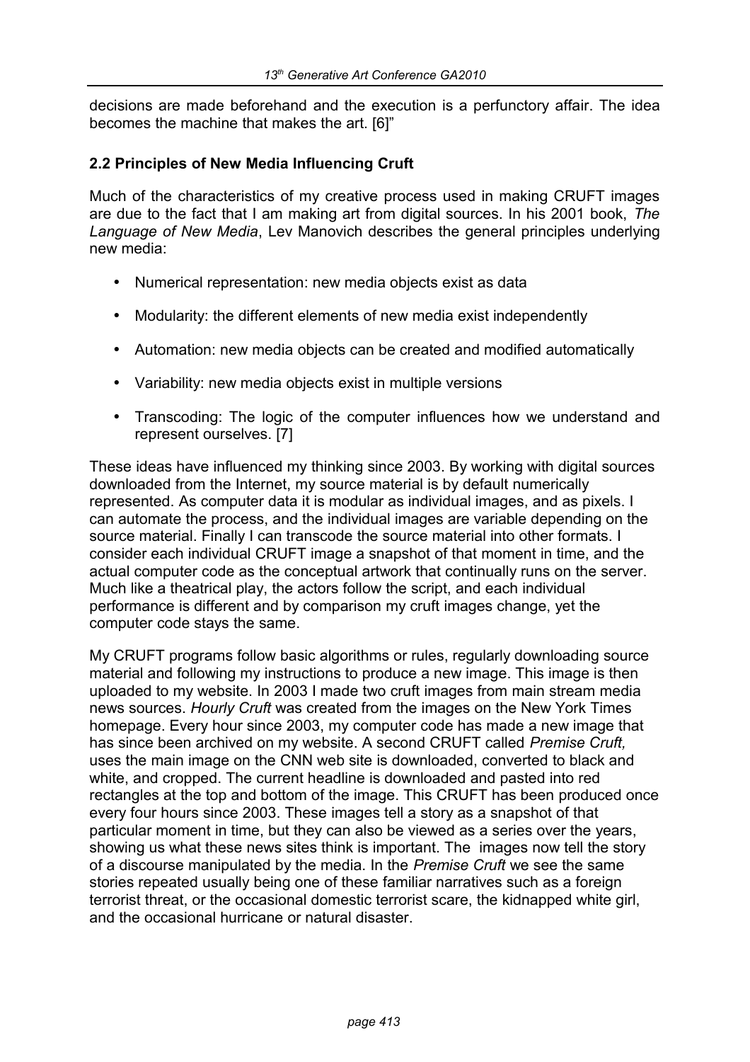decisions are made beforehand and the execution is a perfunctory affair. The idea becomes the machine that makes the art. [6]"

### 2.2 Principles of New Media Influencing Cruft

Much of the characteristics of my creative process used in making CRUFT images are due to the fact that I am making art from digital sources. In his 2001 book, *The Language of New Media*, Lev Manovich describes the general principles underlying new media:

- Numerical representation: new media objects exist as data
- Modularity: the different elements of new media exist independently
- Automation: new media objects can be created and modified automatically
- Variability: new media objects exist in multiple versions
- Transcoding: The logic of the computer influences how we understand and represent ourselves. [7]

These ideas have influenced my thinking since 2003. By working with digital sources downloaded from the Internet, my source material is by default numerically represented. As computer data it is modular as individual images, and as pixels. I can automate the process, and the individual images are variable depending on the source material. Finally I can transcode the source material into other formats. I consider each individual CRUFT image a snapshot of that moment in time, and the actual computer code as the conceptual artwork that continually runs on the server. Much like a theatrical play, the actors follow the script, and each individual performance is different and by comparison my cruft images change, yet the computer code stays the same.

My CRUFT programs follow basic algorithms or rules, regularly downloading source material and following my instructions to produce a new image. This image is then uploaded to my website. In 2003 I made two cruft images from main stream media news sources. *Hourly Cruft* was created from the images on the New York Times homepage. Every hour since 2003, my computer code has made a new image that has since been archived on my website. A second CRUFT called *Premise Cruft,* uses the main image on the CNN web site is downloaded, converted to black and white, and cropped. The current headline is downloaded and pasted into red rectangles at the top and bottom of the image. This CRUFT has been produced once every four hours since 2003. These images tell a story as a snapshot of that particular moment in time, but they can also be viewed as a series over the years, showing us what these news sites think is important. The images now tell the story of a discourse manipulated by the media. In the *Premise Cruft* we see the same stories repeated usually being one of these familiar narratives such as a foreign terrorist threat, or the occasional domestic terrorist scare, the kidnapped white girl, and the occasional hurricane or natural disaster.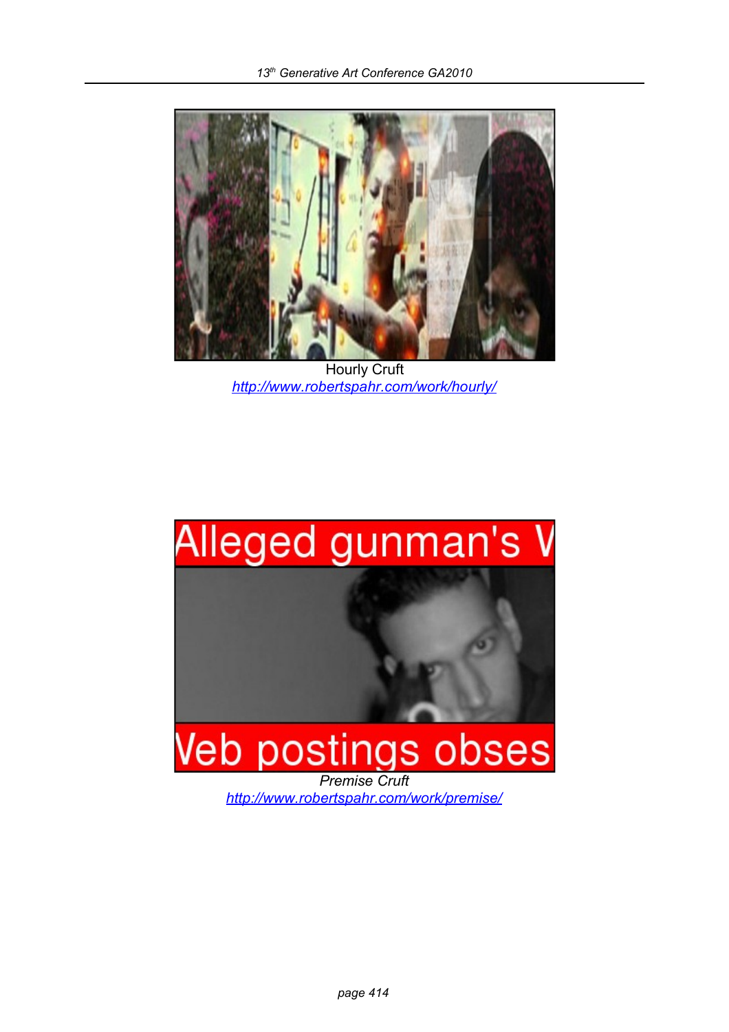Hourly Cruft

http://www.robertspahr.com/work/hourly/

*Premise Cruft*

http://www.robertspahr.com/work/premise/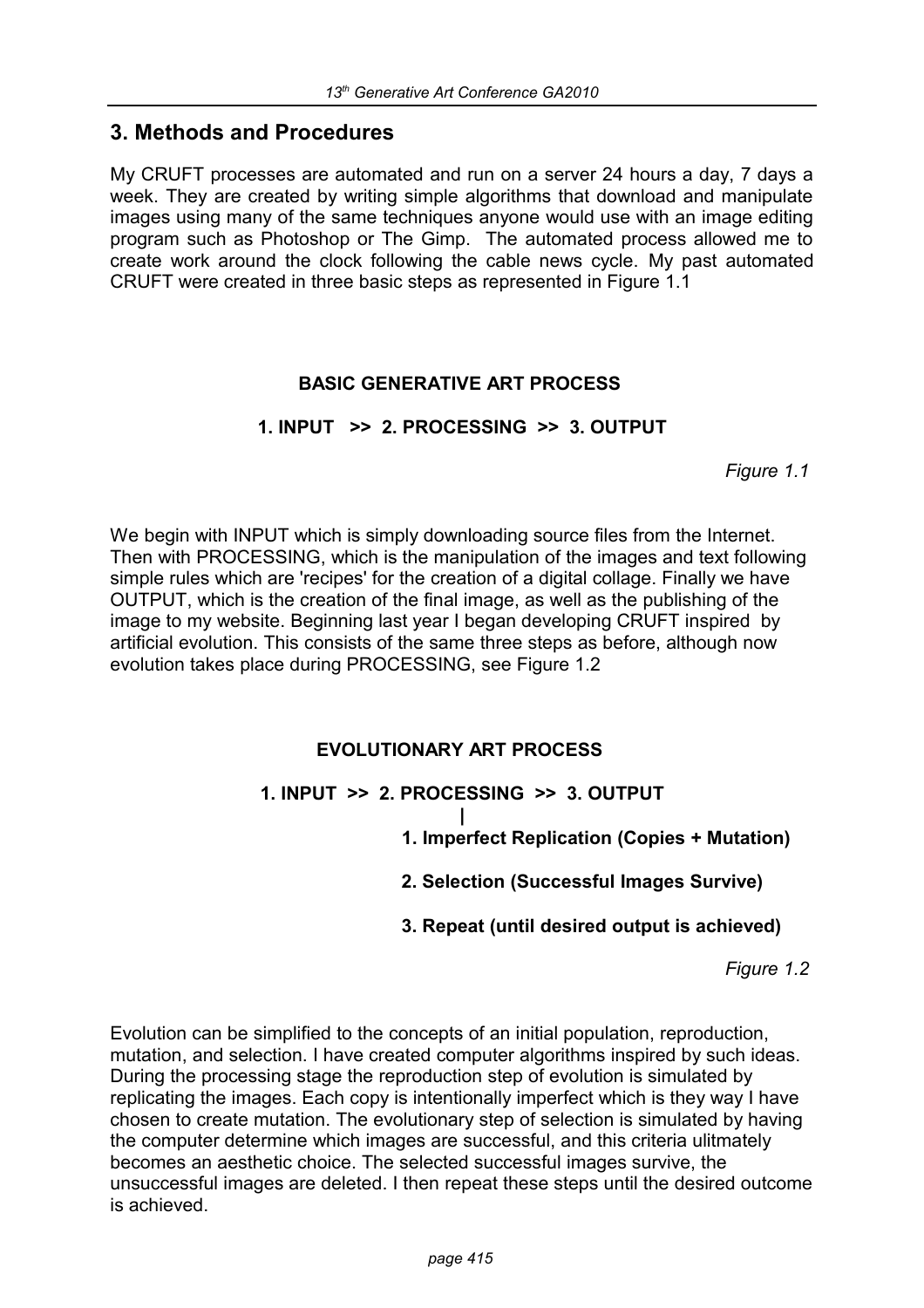## 3. Methods and Procedures

My CRUFT processes are automated and run on a server 24 hours a day, 7 days a week. They are created by writing simple algorithms that download and manipulate images using many of the same techniques anyone would use with an image editing program such as Photoshop or The Gimp. The automated process allowed me to create work around the clock following the cable news cycle. My past automated CRUFT were created in three basic steps as represented in Figure 1.1

**BASIC GENERATIVE ART PROCESS**

**1. INPUT >> 2. PROCESSING >> 3. OUTPUT**

*Figure 1.1*

We begin with INPUT which is simply downloading source files from the Internet. Then with PROCESSING, which is the manipulation of the images and text following simple rules which are 'recipes' for the creation of a digital collage. Finally we have OUTPUT, which is the creation of the final image, as well as the publishing of the image to my website. Beginning last year I began developing CRUFT inspired by artificial evolution. This consists of the same three steps as before, although now evolution takes place during PROCESSING, see Figure 1.2

**EVOLUTIONARY ART PROCESS**

**1. INPUT >> 2. PROCESSING >> 3. OUTPUT**

**|**

**1. Imperfect Replication (Copies + Mutation)**

**2. Selection (Successful Images Survive)**

**3. Repeat (until desired output is achieved)**

*Figure 1.2*

Evolution can be simplified to the concepts of an initial population, reproduction, mutation, and selection. I have created computer algorithms inspired by such ideas. During the processing stage the reproduction step of evolution is simulated by replicating the images. Each copy is intentionally imperfect which is they way I have chosen to create mutation. The evolutionary step of selection is simulated by having the computer determine which images are successful, and this criteria ulitmately becomes an aesthetic choice. The selected successful images survive, the unsuccessful images are deleted. I then repeat these steps until the desired outcome is achieved.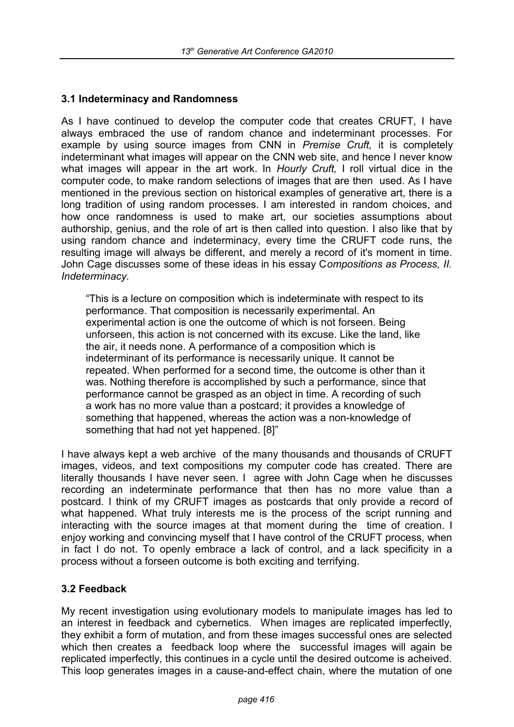### 3.1 Indeterminacy and Randomness

As I have continued to develop the computer code that creates CRUFT, I have always embraced the use of random chance and indeterminant processes. For example by using source images from CNN in *Premise Cruft,* it is completely indeterminant what images will appear on the CNN web site, and hence I never know what images will appear in the art work. In *Hourly Cruft,* I roll virtual dice in the computer code, to make random selections of images that are then used. As I have mentioned in the previous section on historical examples of generative art, there is a long tradition of using random processes. I am interested in random choices, and how once randomness is used to make art, our societies assumptions about authorship, genius, and the role of art is then called into question. I also like that by using random chance and indeterminacy, every time the CRUFT code runs, the resulting image will always be different, and merely a record of it's moment in time. John Cage discusses some of these ideas in his essay C*ompositions as Process, II. Indeterminacy.*

> "This is a lecture on composition which is indeterminate with respect to its performance. That composition is necessarily experimental. An experimental action is one the outcome of which is not forseen. Being unforseen, this action is not concerned with its excuse. Like the land, like the air, it needs none. A performance of a composition which is indeterminant of its performance is necessarily unique. It cannot be repeated. When performed for a second time, the outcome is other than it was. Nothing therefore is accomplished by such a performance, since that performance cannot be grasped as an object in time. A recording of such a work has no more value than a postcard; it provides a knowledge of something that happened, whereas the action was a non-knowledge of something that had not yet happened. [8]"

I have always kept a web archive of the many thousands and thousands of CRUFT images, videos, and text compositions my computer code has created. There are literally thousands I have never seen. I agree with John Cage when he discusses recording an indeterminate performance that then has no more value than a postcard. I think of my CRUFT images as postcards that only provide a record of what happened. What truly interests me is the process of the script running and interacting with the source images at that moment during the time of creation. I enjoy working and convincing myself that I have control of the CRUFT process, when in fact I do not. To openly embrace a lack of control, and a lack specificity in a process without a forseen outcome is both exciting and terrifying.

### 3.2 Feedback

My recent investigation using evolutionary models to manipulate images has led to an interest in feedback and cybernetics. When images are replicated imperfectly, they exhibit a form of mutation, and from these images successful ones are selected which then creates a feedback loop where the successful images will again be replicated imperfectly, this continues in a cycle until the desired outcome is acheived. This loop generates images in a cause-and-effect chain, where the mutation of one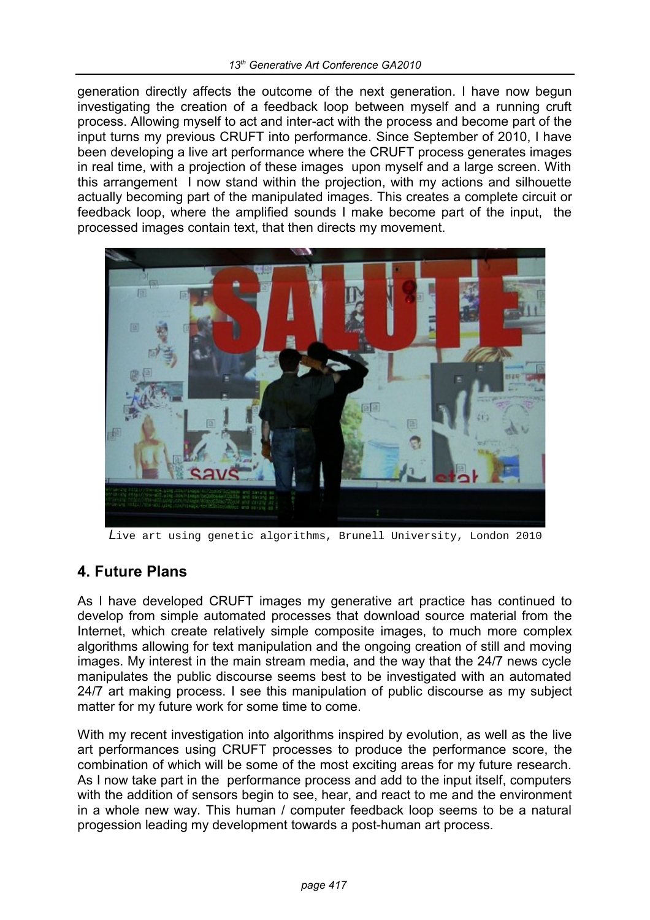generation directly affects the outcome of the next generation. I have now begun investigating the creation of a feedback loop between myself and a running cruft process. Allowing myself to act and inter-act with the process and become part of the input turns my previous CRUFT into performance. Since September of 2010, I have been developing a live art performance where the CRUFT process generates images in real time, with a projection of these images upon myself and a large screen. With this arrangement I now stand within the projection, with my actions and silhouette actually becoming part of the manipulated images. This creates a complete circuit or feedback loop, where the amplified sounds I make become part of the input, the processed images contain text, that then directs my movement.

Live art using genetic algorithms, Brunell University, London 2010

## 4. Future Plans

As I have developed CRUFT images my generative art practice has continued to develop from simple automated processes that download source material from the Internet, which create relatively simple composite images, to much more complex algorithms allowing for text manipulation and the ongoing creation of still and moving images. My interest in the main stream media, and the way that the 24/7 news cycle manipulates the public discourse seems best to be investigated with an automated 24/7 art making process. I see this manipulation of public discourse as my subject matter for my future work for some time to come.

With my recent investigation into algorithms inspired by evolution, as well as the live art performances using CRUFT processes to produce the performance score, the combination of which will be some of the most exciting areas for my future research. As I now take part in the performance process and add to the input itself, computers with the addition of sensors begin to see, hear, and react to me and the environment in a whole new way. This human / computer feedback loop seems to be a natural progession leading my development towards a post-human art process.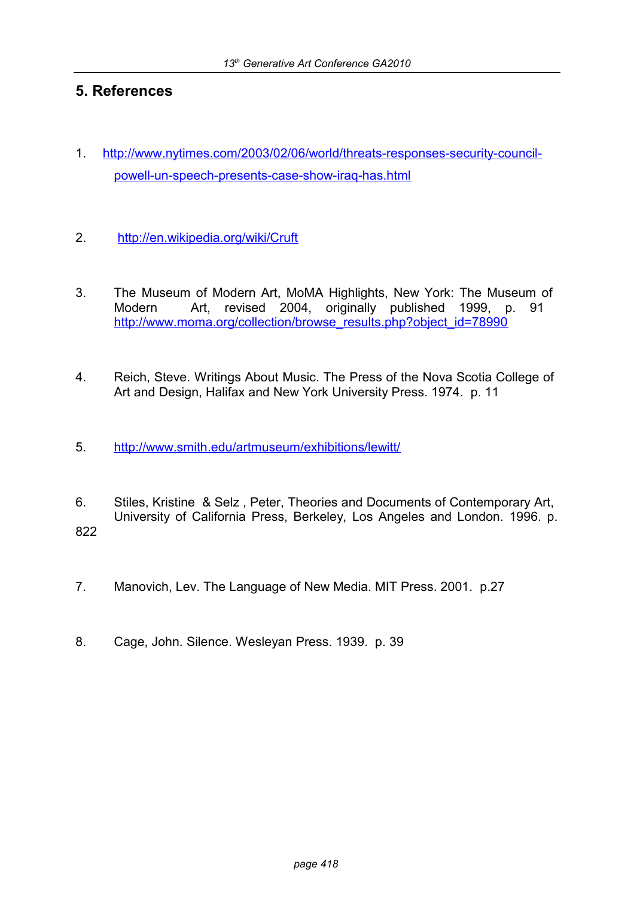## 5. References

1. http://www.nytimes.com/2003/02/06/world/threats-responses-security-council-powell-un-speech-presents-case-show-iraq-has.html

2. http://en.wikipedia.org/wiki/Cruft

3. The Museum of Modern Art, MoMA Highlights, New York: The Museum of Modern Art, revised 2004, originally published 1999, p. 91 http://www.moma.org/collection/browse_results.php?object_id=78990

4. Reich, Steve. Writings About Music. The Press of the Nova Scotia College of Art and Design, Halifax and New York University Press. 1974. p. 11

5. http://www.smith.edu/artmuseum/exhibitions/lewitt/

6. Stiles, Kristine & Selz , Peter, Theories and Documents of Contemporary Art, University of California Press, Berkeley, Los Angeles and London. 1996. p. 822

7. Manovich, Lev. The Language of New Media. MIT Press. 2001. p.27

8. Cage, John. Silence. Wesleyan Press. 1939. p. 39